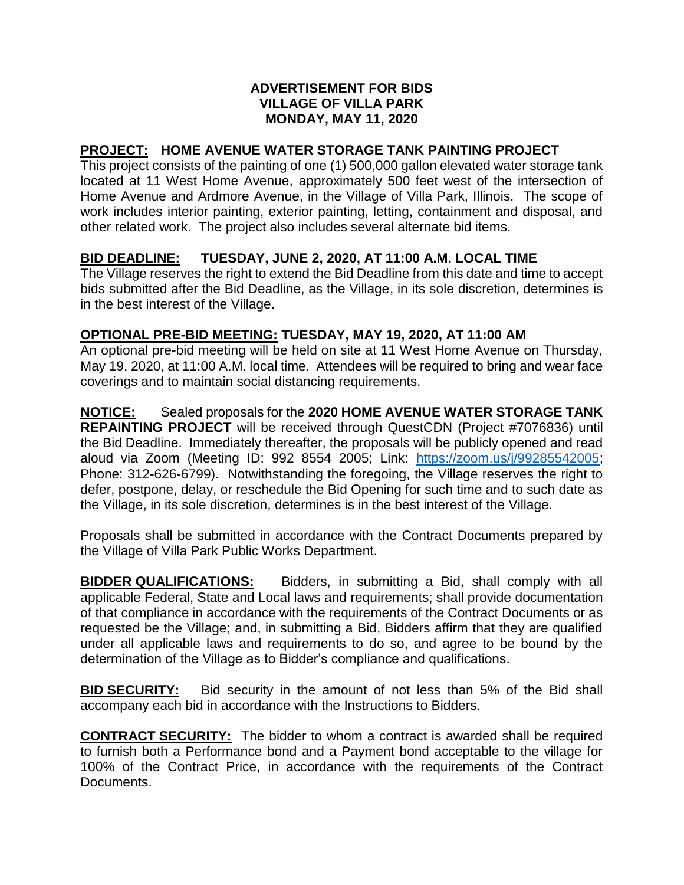**ADVERTISEMENT FOR BIDS**
**VILLAGE OF VILLA PARK**
**MONDAY, MAY 11, 2020**

**PROJECT: HOME AVENUE WATER STORAGE TANK PAINTING PROJECT**

This project consists of the painting of one (1) 500,000 gallon elevated water storage tank located at 11 West Home Avenue, approximately 500 feet west of the intersection of Home Avenue and Ardmore Avenue, in the Village of Villa Park, Illinois. The scope of work includes interior painting, exterior painting, letting, containment and disposal, and other related work. The project also includes several alternate bid items.

**BID DEADLINE: TUESDAY, JUNE 2, 2020, AT 11:00 A.M. LOCAL TIME**

The Village reserves the right to extend the Bid Deadline from this date and time to accept bids submitted after the Bid Deadline, as the Village, in its sole discretion, determines is in the best interest of the Village.

**OPTIONAL PRE-BID MEETING: TUESDAY, MAY 19, 2020, AT 11:00 AM**

An optional pre-bid meeting will be held on site at 11 West Home Avenue on Thursday, May 19, 2020, at 11:00 A.M. local time. Attendees will be required to bring and wear face coverings and to maintain social distancing requirements.

**NOTICE:** Sealed proposals for the **2020 HOME AVENUE WATER STORAGE TANK REPAINTING PROJECT** will be received through QuestCDN (Project #7076836) until the Bid Deadline. Immediately thereafter, the proposals will be publicly opened and read aloud via Zoom (Meeting ID: 992 8554 2005; Link: [https://zoom.us/j/99285542005](https://zoom.us/j/99285542005); Phone: 312-626-6799). Notwithstanding the foregoing, the Village reserves the right to defer, postpone, delay, or reschedule the Bid Opening for such time and to such date as the Village, in its sole discretion, determines is in the best interest of the Village.

Proposals shall be submitted in accordance with the Contract Documents prepared by the Village of Villa Park Public Works Department.

**BIDDER QUALIFICATIONS:** Bidders, in submitting a Bid, shall comply with all applicable Federal, State and Local laws and requirements; shall provide documentation of that compliance in accordance with the requirements of the Contract Documents or as requested be the Village; and, in submitting a Bid, Bidders affirm that they are qualified under all applicable laws and requirements to do so, and agree to be bound by the determination of the Village as to Bidder's compliance and qualifications.

**BID SECURITY:** Bid security in the amount of not less than 5% of the Bid shall accompany each bid in accordance with the Instructions to Bidders.

**CONTRACT SECURITY:** The bidder to whom a contract is awarded shall be required to furnish both a Performance bond and a Payment bond acceptable to the village for 100% of the Contract Price, in accordance with the requirements of the Contract Documents.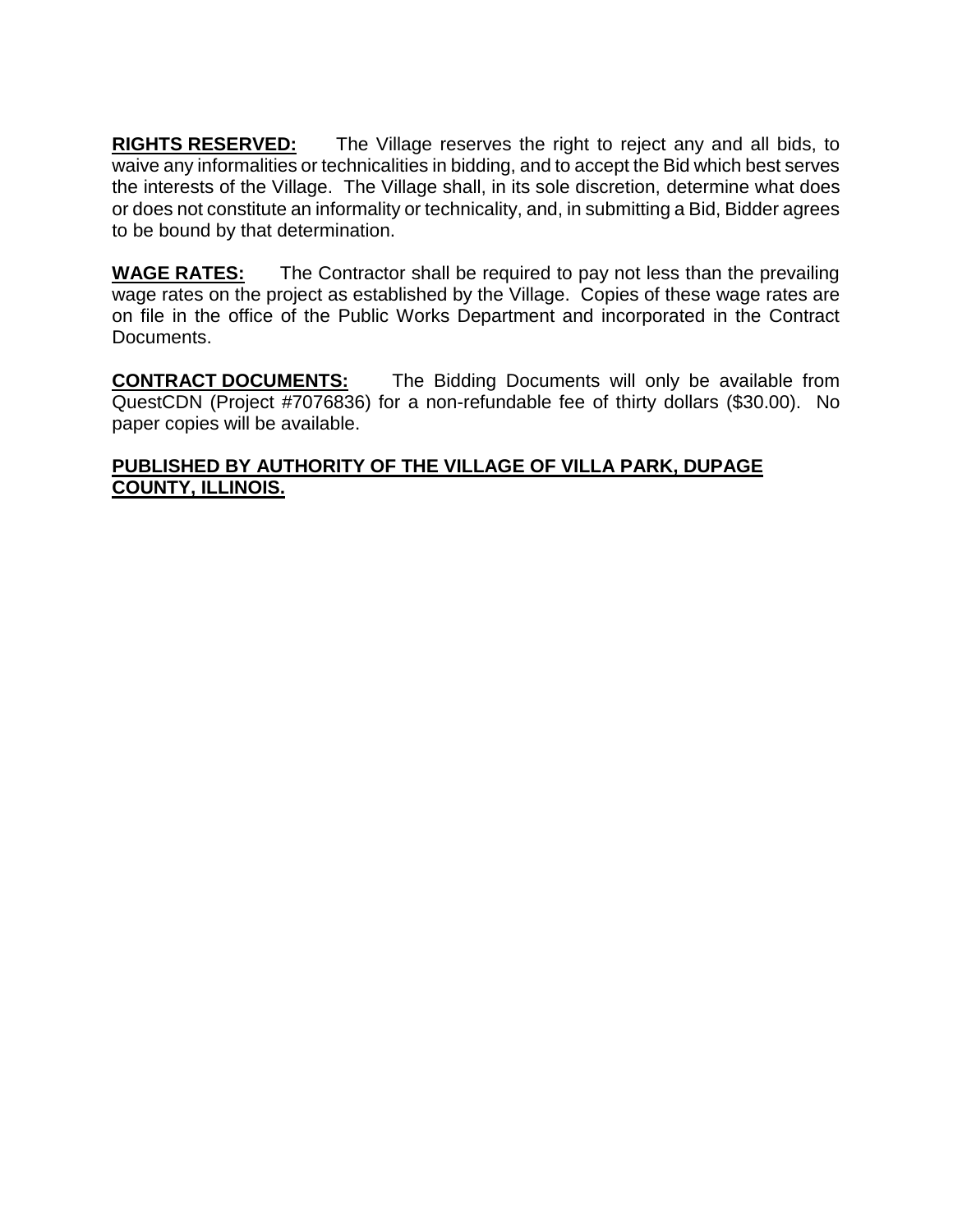**RIGHTS RESERVED:** The Village reserves the right to reject any and all bids, to waive any informalities or technicalities in bidding, and to accept the Bid which best serves the interests of the Village. The Village shall, in its sole discretion, determine what does or does not constitute an informality or technicality, and, in submitting a Bid, Bidder agrees to be bound by that determination.

**WAGE RATES:** The Contractor shall be required to pay not less than the prevailing wage rates on the project as established by the Village. Copies of these wage rates are on file in the office of the Public Works Department and incorporated in the Contract Documents.

**CONTRACT DOCUMENTS:** The Bidding Documents will only be available from QuestCDN (Project #7076836) for a non-refundable fee of thirty dollars ($30.00). No paper copies will be available.

**PUBLISHED BY AUTHORITY OF THE VILLAGE OF VILLA PARK, DUPAGE COUNTY, ILLINOIS.**